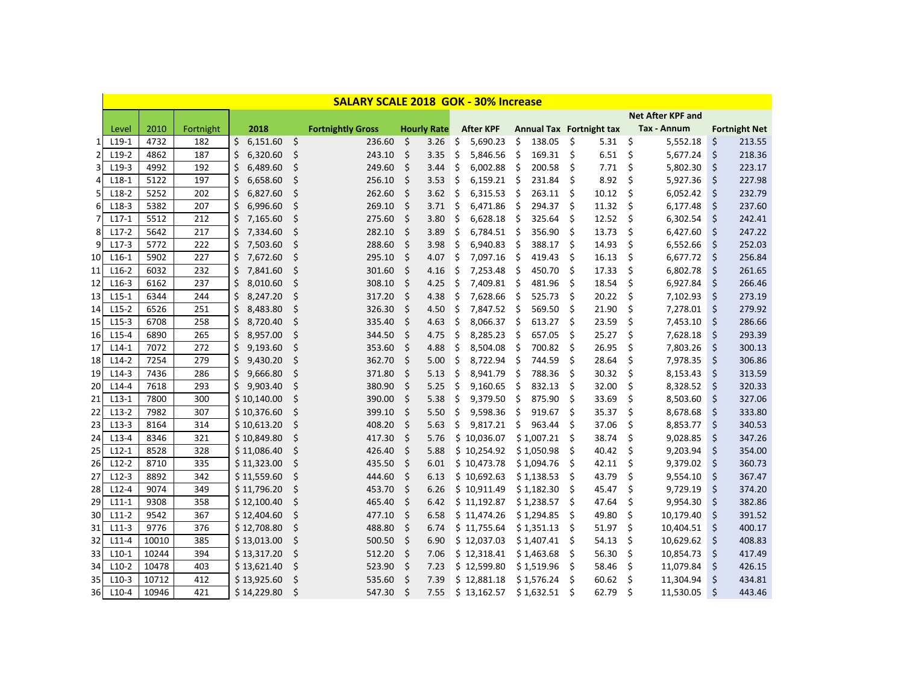## SALARY SCALE 2018 GOK - 30% Increase

| | Level | 2010 | Fortnight | 2018 | Fortnightly Gross | Hourly Rate | After KPF | Annual Tax | Fortnight tax | Net After KPF and Tax - Annum | Fortnight Net |
|---|---|---|---|---|---|---|---|---|---|---|---|
| 1 | L19-1 | 4732 | 182 | $ 6,151.60 | $ 236.60 | $ 3.26 | $ 5,690.23 | $ 138.05 | $ 5.31 | $ 5,552.18 | $ 213.55 |
| 2 | L19-2 | 4862 | 187 | $ 6,320.60 | $ 243.10 | $ 3.35 | $ 5,846.56 | $ 169.31 | $ 6.51 | $ 5,677.24 | $ 218.36 |
| 3 | L19-3 | 4992 | 192 | $ 6,489.60 | $ 249.60 | $ 3.44 | $ 6,002.88 | $ 200.58 | $ 7.71 | $ 5,802.30 | $ 223.17 |
| 4 | L18-1 | 5122 | 197 | $ 6,658.60 | $ 256.10 | $ 3.53 | $ 6,159.21 | $ 231.84 | $ 8.92 | $ 5,927.36 | $ 227.98 |
| 5 | L18-2 | 5252 | 202 | $ 6,827.60 | $ 262.60 | $ 3.62 | $ 6,315.53 | $ 263.11 | $ 10.12 | $ 6,052.42 | $ 232.79 |
| 6 | L18-3 | 5382 | 207 | $ 6,996.60 | $ 269.10 | $ 3.71 | $ 6,471.86 | $ 294.37 | $ 11.32 | $ 6,177.48 | $ 237.60 |
| 7 | L17-1 | 5512 | 212 | $ 7,165.60 | $ 275.60 | $ 3.80 | $ 6,628.18 | $ 325.64 | $ 12.52 | $ 6,302.54 | $ 242.41 |
| 8 | L17-2 | 5642 | 217 | $ 7,334.60 | $ 282.10 | $ 3.89 | $ 6,784.51 | $ 356.90 | $ 13.73 | $ 6,427.60 | $ 247.22 |
| 9 | L17-3 | 5772 | 222 | $ 7,503.60 | $ 288.60 | $ 3.98 | $ 6,940.83 | $ 388.17 | $ 14.93 | $ 6,552.66 | $ 252.03 |
| 10 | L16-1 | 5902 | 227 | $ 7,672.60 | $ 295.10 | $ 4.07 | $ 7,097.16 | $ 419.43 | $ 16.13 | $ 6,677.72 | $ 256.84 |
| 11 | L16-2 | 6032 | 232 | $ 7,841.60 | $ 301.60 | $ 4.16 | $ 7,253.48 | $ 450.70 | $ 17.33 | $ 6,802.78 | $ 261.65 |
| 12 | L16-3 | 6162 | 237 | $ 8,010.60 | $ 308.10 | $ 4.25 | $ 7,409.81 | $ 481.96 | $ 18.54 | $ 6,927.84 | $ 266.46 |
| 13 | L15-1 | 6344 | 244 | $ 8,247.20 | $ 317.20 | $ 4.38 | $ 7,628.66 | $ 525.73 | $ 20.22 | $ 7,102.93 | $ 273.19 |
| 14 | L15-2 | 6526 | 251 | $ 8,483.80 | $ 326.30 | $ 4.50 | $ 7,847.52 | $ 569.50 | $ 21.90 | $ 7,278.01 | $ 279.92 |
| 15 | L15-3 | 6708 | 258 | $ 8,720.40 | $ 335.40 | $ 4.63 | $ 8,066.37 | $ 613.27 | $ 23.59 | $ 7,453.10 | $ 286.66 |
| 16 | L15-4 | 6890 | 265 | $ 8,957.00 | $ 344.50 | $ 4.75 | $ 8,285.23 | $ 657.05 | $ 25.27 | $ 7,628.18 | $ 293.39 |
| 17 | L14-1 | 7072 | 272 | $ 9,193.60 | $ 353.60 | $ 4.88 | $ 8,504.08 | $ 700.82 | $ 26.95 | $ 7,803.26 | $ 300.13 |
| 18 | L14-2 | 7254 | 279 | $ 9,430.20 | $ 362.70 | $ 5.00 | $ 8,722.94 | $ 744.59 | $ 28.64 | $ 7,978.35 | $ 306.86 |
| 19 | L14-3 | 7436 | 286 | $ 9,666.80 | $ 371.80 | $ 5.13 | $ 8,941.79 | $ 788.36 | $ 30.32 | $ 8,153.43 | $ 313.59 |
| 20 | L14-4 | 7618 | 293 | $ 9,903.40 | $ 380.90 | $ 5.25 | $ 9,160.65 | $ 832.13 | $ 32.00 | $ 8,328.52 | $ 320.33 |
| 21 | L13-1 | 7800 | 300 | $ 10,140.00 | $ 390.00 | $ 5.38 | $ 9,379.50 | $ 875.90 | $ 33.69 | $ 8,503.60 | $ 327.06 |
| 22 | L13-2 | 7982 | 307 | $ 10,376.60 | $ 399.10 | $ 5.50 | $ 9,598.36 | $ 919.67 | $ 35.37 | $ 8,678.68 | $ 333.80 |
| 23 | L13-3 | 8164 | 314 | $ 10,613.20 | $ 408.20 | $ 5.63 | $ 9,817.21 | $ 963.44 | $ 37.06 | $ 8,853.77 | $ 340.53 |
| 24 | L13-4 | 8346 | 321 | $ 10,849.80 | $ 417.30 | $ 5.76 | $ 10,036.07 | $ 1,007.21 | $ 38.74 | $ 9,028.85 | $ 347.26 |
| 25 | L12-1 | 8528 | 328 | $ 11,086.40 | $ 426.40 | $ 5.88 | $ 10,254.92 | $ 1,050.98 | $ 40.42 | $ 9,203.94 | $ 354.00 |
| 26 | L12-2 | 8710 | 335 | $ 11,323.00 | $ 435.50 | $ 6.01 | $ 10,473.78 | $ 1,094.76 | $ 42.11 | $ 9,379.02 | $ 360.73 |
| 27 | L12-3 | 8892 | 342 | $ 11,559.60 | $ 444.60 | $ 6.13 | $ 10,692.63 | $ 1,138.53 | $ 43.79 | $ 9,554.10 | $ 367.47 |
| 28 | L12-4 | 9074 | 349 | $ 11,796.20 | $ 453.70 | $ 6.26 | $ 10,911.49 | $ 1,182.30 | $ 45.47 | $ 9,729.19 | $ 374.20 |
| 29 | L11-1 | 9308 | 358 | $ 12,100.40 | $ 465.40 | $ 6.42 | $ 11,192.87 | $ 1,238.57 | $ 47.64 | $ 9,954.30 | $ 382.86 |
| 30 | L11-2 | 9542 | 367 | $ 12,404.60 | $ 477.10 | $ 6.58 | $ 11,474.26 | $ 1,294.85 | $ 49.80 | $ 10,179.40 | $ 391.52 |
| 31 | L11-3 | 9776 | 376 | $ 12,708.80 | $ 488.80 | $ 6.74 | $ 11,755.64 | $ 1,351.13 | $ 51.97 | $ 10,404.51 | $ 400.17 |
| 32 | L11-4 | 10010 | 385 | $ 13,013.00 | $ 500.50 | $ 6.90 | $ 12,037.03 | $ 1,407.41 | $ 54.13 | $ 10,629.62 | $ 408.83 |
| 33 | L10-1 | 10244 | 394 | $ 13,317.20 | $ 512.20 | $ 7.06 | $ 12,318.41 | $ 1,463.68 | $ 56.30 | $ 10,854.73 | $ 417.49 |
| 34 | L10-2 | 10478 | 403 | $ 13,621.40 | $ 523.90 | $ 7.23 | $ 12,599.80 | $ 1,519.96 | $ 58.46 | $ 11,079.84 | $ 426.15 |
| 35 | L10-3 | 10712 | 412 | $ 13,925.60 | $ 535.60 | $ 7.39 | $ 12,881.18 | $ 1,576.24 | $ 60.62 | $ 11,304.94 | $ 434.81 |
| 36 | L10-4 | 10946 | 421 | $ 14,229.80 | $ 547.30 | $ 7.55 | $ 13,162.57 | $ 1,632.51 | $ 62.79 | $ 11,530.05 | $ 443.46 |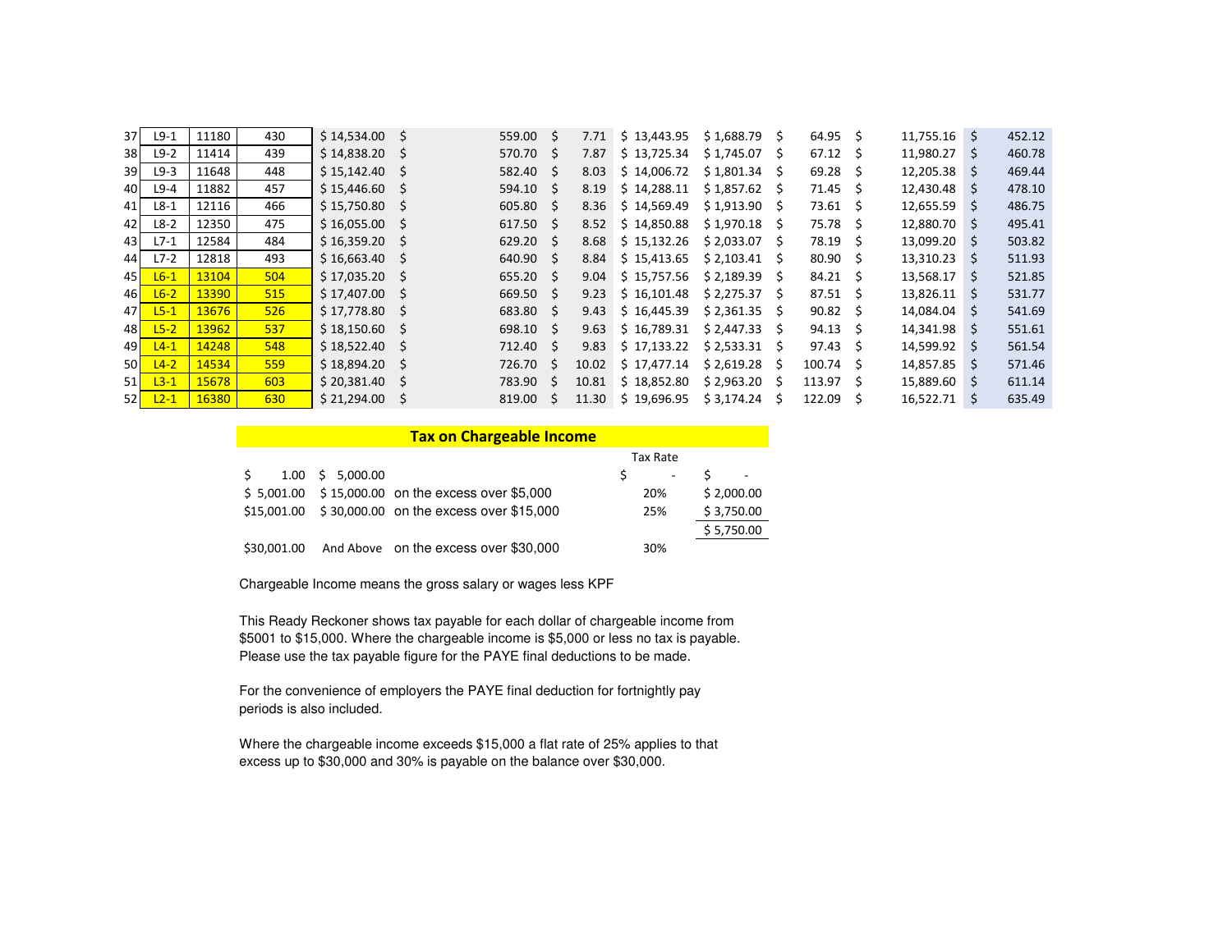| | | | | | | | | | | | |
|---|---|---|---|---|---|---|---|---|---|---|---|
| 37 | L9-1 | 11180 | 430 | $ 14,534.00 | $ 559.00 | $ 7.71 | $ 13,443.95 | $ 1,688.79 | $ 64.95 | $ 11,755.16 | $ 452.12 |
| 38 | L9-2 | 11414 | 439 | $ 14,838.20 | $ 570.70 | $ 7.87 | $ 13,725.34 | $ 1,745.07 | $ 67.12 | $ 11,980.27 | $ 460.78 |
| 39 | L9-3 | 11648 | 448 | $ 15,142.40 | $ 582.40 | $ 8.03 | $ 14,006.72 | $ 1,801.34 | $ 69.28 | $ 12,205.38 | $ 469.44 |
| 40 | L9-4 | 11882 | 457 | $ 15,446.60 | $ 594.10 | $ 8.19 | $ 14,288.11 | $ 1,857.62 | $ 71.45 | $ 12,430.48 | $ 478.10 |
| 41 | L8-1 | 12116 | 466 | $ 15,750.80 | $ 605.80 | $ 8.36 | $ 14,569.49 | $ 1,913.90 | $ 73.61 | $ 12,655.59 | $ 486.75 |
| 42 | L8-2 | 12350 | 475 | $ 16,055.00 | $ 617.50 | $ 8.52 | $ 14,850.88 | $ 1,970.18 | $ 75.78 | $ 12,880.70 | $ 495.41 |
| 43 | L7-1 | 12584 | 484 | $ 16,359.20 | $ 629.20 | $ 8.68 | $ 15,132.26 | $ 2,033.07 | $ 78.19 | $ 13,099.20 | $ 503.82 |
| 44 | L7-2 | 12818 | 493 | $ 16,663.40 | $ 640.90 | $ 8.84 | $ 15,413.65 | $ 2,103.41 | $ 80.90 | $ 13,310.23 | $ 511.93 |
| 45 | L6-1 | 13104 | 504 | $ 17,035.20 | $ 655.20 | $ 9.04 | $ 15,757.56 | $ 2,189.39 | $ 84.21 | $ 13,568.17 | $ 521.85 |
| 46 | L6-2 | 13390 | 515 | $ 17,407.00 | $ 669.50 | $ 9.23 | $ 16,101.48 | $ 2,275.37 | $ 87.51 | $ 13,826.11 | $ 531.77 |
| 47 | L5-1 | 13676 | 526 | $ 17,778.80 | $ 683.80 | $ 9.43 | $ 16,445.39 | $ 2,361.35 | $ 90.82 | $ 14,084.04 | $ 541.69 |
| 48 | L5-2 | 13962 | 537 | $ 18,150.60 | $ 698.10 | $ 9.63 | $ 16,789.31 | $ 2,447.33 | $ 94.13 | $ 14,341.98 | $ 551.61 |
| 49 | L4-1 | 14248 | 548 | $ 18,522.40 | $ 712.40 | $ 9.83 | $ 17,133.22 | $ 2,533.31 | $ 97.43 | $ 14,599.92 | $ 561.54 |
| 50 | L4-2 | 14534 | 559 | $ 18,894.20 | $ 726.70 | $ 10.02 | $ 17,477.14 | $ 2,619.28 | $ 100.74 | $ 14,857.85 | $ 571.46 |
| 51 | L3-1 | 15678 | 603 | $ 20,381.40 | $ 783.90 | $ 10.81 | $ 18,852.80 | $ 2,963.20 | $ 113.97 | $ 15,889.60 | $ 611.14 |
| 52 | L2-1 | 16380 | 630 | $ 21,294.00 | $ 819.00 | $ 11.30 | $ 19,696.95 | $ 3,174.24 | $ 122.09 | $ 16,522.71 | $ 635.49 |

## Tax on Chargeable Income

| | | | Tax Rate | |
|---|---|---|---|---|
| $ 1.00 | $ 5,000.00 | | $ - | $ - |
| $ 5,001.00 | $ 15,000.00 | on the excess over $5,000 | 20% | $ 2,000.00 |
| $15,001.00 | $ 30,000.00 | on the excess over $15,000 | 25% | $ 3,750.00 |
| | | | | $ 5,750.00 |
| $30,001.00 | And Above | on the excess over $30,000 | 30% | |

Chargeable Income means the gross salary or wages less KPF

This Ready Reckoner shows tax payable for each dollar of chargeable income from $5001 to $15,000. Where the chargeable income is $5,000 or less no tax is payable. Please use the tax payable figure for the PAYE final deductions to be made.

For the convenience of employers the PAYE final deduction for fortnightly pay periods is also included.

Where the chargeable income exceeds $15,000 a flat rate of 25% applies to that excess up to $30,000 and 30% is payable on the balance over $30,000.